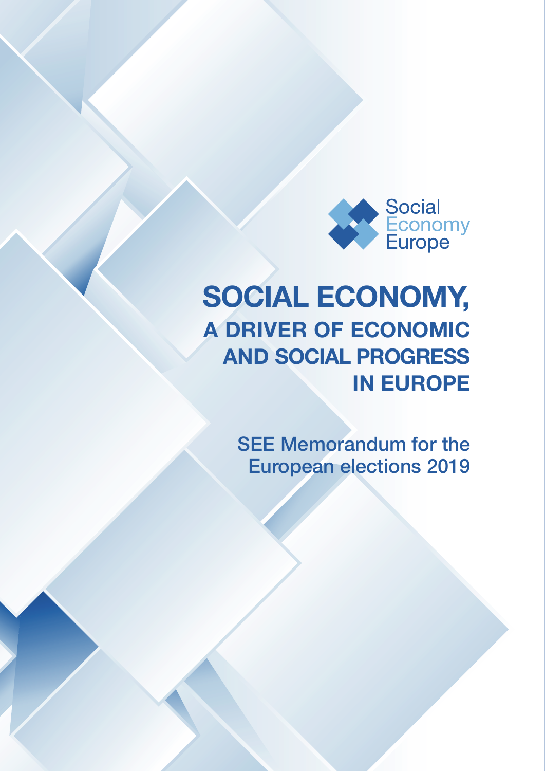Social Economy Europe

# SOCIAL ECONOMY,

## A DRIVER OF ECONOMIC AND SOCIAL PROGRESS IN EUROPE

### SEE Memorandum for the European elections 2019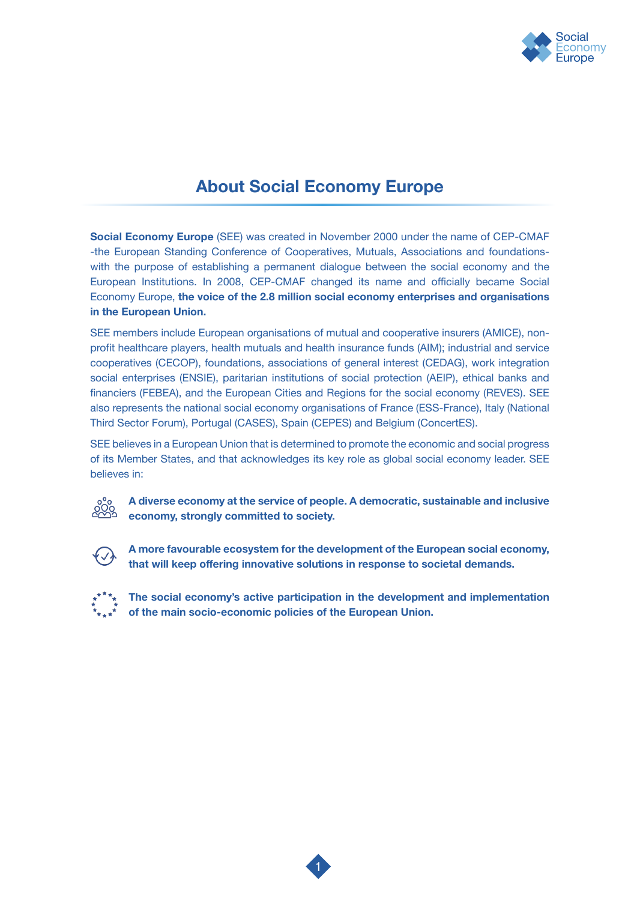# About Social Economy Europe

**Social Economy Europe** (SEE) was created in November 2000 under the name of CEP-CMAF -the European Standing Conference of Cooperatives, Mutuals, Associations and foundations- with the purpose of establishing a permanent dialogue between the social economy and the European Institutions. In 2008, CEP-CMAF changed its name and officially became Social Economy Europe, **the voice of the 2.8 million social economy enterprises and organisations in the European Union.**

SEE members include European organisations of mutual and cooperative insurers (AMICE), non-profit healthcare players, health mutuals and health insurance funds (AIM); industrial and service cooperatives (CECOP), foundations, associations of general interest (CEDAG), work integration social enterprises (ENSIE), paritarian institutions of social protection (AEIP), ethical banks and financiers (FEBEA), and the European Cities and Regions for the social economy (REVES). SEE also represents the national social economy organisations of France (ESS-France), Italy (National Third Sector Forum), Portugal (CASES), Spain (CEPES) and Belgium (ConcertES).

SEE believes in a European Union that is determined to promote the economic and social progress of its Member States, and that acknowledges its key role as global social economy leader. SEE believes in:

- **A diverse economy at the service of people. A democratic, sustainable and inclusive economy, strongly committed to society.**
- **A more favourable ecosystem for the development of the European social economy, that will keep offering innovative solutions in response to societal demands.**
- **The social economy's active participation in the development and implementation of the main socio-economic policies of the European Union.**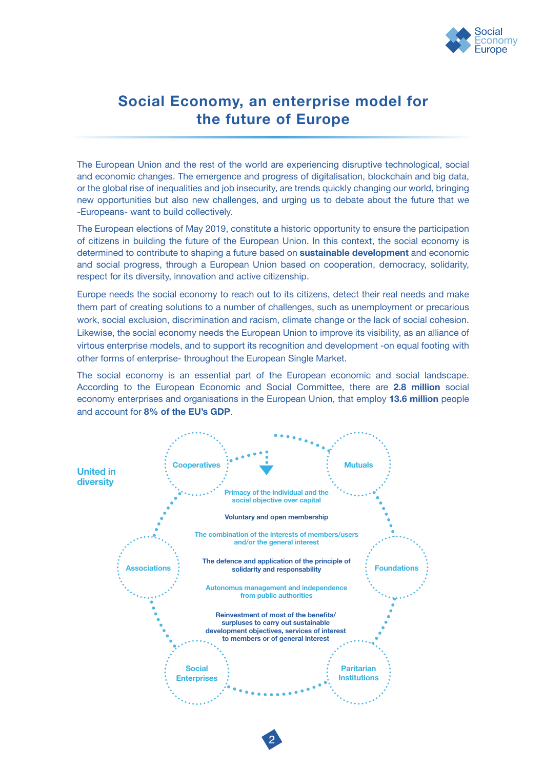# Social Economy, an enterprise model for the future of Europe

The European Union and the rest of the world are experiencing disruptive technological, social and economic changes. The emergence and progress of digitalisation, blockchain and big data, or the global rise of inequalities and job insecurity, are trends quickly changing our world, bringing new opportunities but also new challenges, and urging us to debate about the future that we -Europeans- want to build collectively.

The European elections of May 2019, constitute a historic opportunity to ensure the participation of citizens in building the future of the European Union. In this context, the social economy is determined to contribute to shaping a future based on **sustainable development** and economic and social progress, through a European Union based on cooperation, democracy, solidarity, respect for its diversity, innovation and active citizenship.

Europe needs the social economy to reach out to its citizens, detect their real needs and make them part of creating solutions to a number of challenges, such as unemployment or precarious work, social exclusion, discrimination and racism, climate change or the lack of social cohesion. Likewise, the social economy needs the European Union to improve its visibility, as an alliance of virtous enterprise models, and to support its recognition and development -on equal footing with other forms of enterprise- throughout the European Single Market.

The social economy is an essential part of the European economic and social landscape. According to the European Economic and Social Committee, there are **2.8 million** social economy enterprises and organisations in the European Union, that employ **13.6 million** people and account for **8% of the EU's GDP**.

**United in diversity**

Cooperatives · Mutuals · Foundations · Paritarian Institutions · Social Enterprises · Associations

- Primacy of the individual and the social objective over capital
- Voluntary and open membership
- The combination of the interests of members/users and/or the general interest
- The defence and application of the principle of solidarity and responsability
- Autonomus management and independence from public authorities
- Reinvestment of most of the benefits/surpluses to carry out sustainable development objectives, services of interest to members or of general interest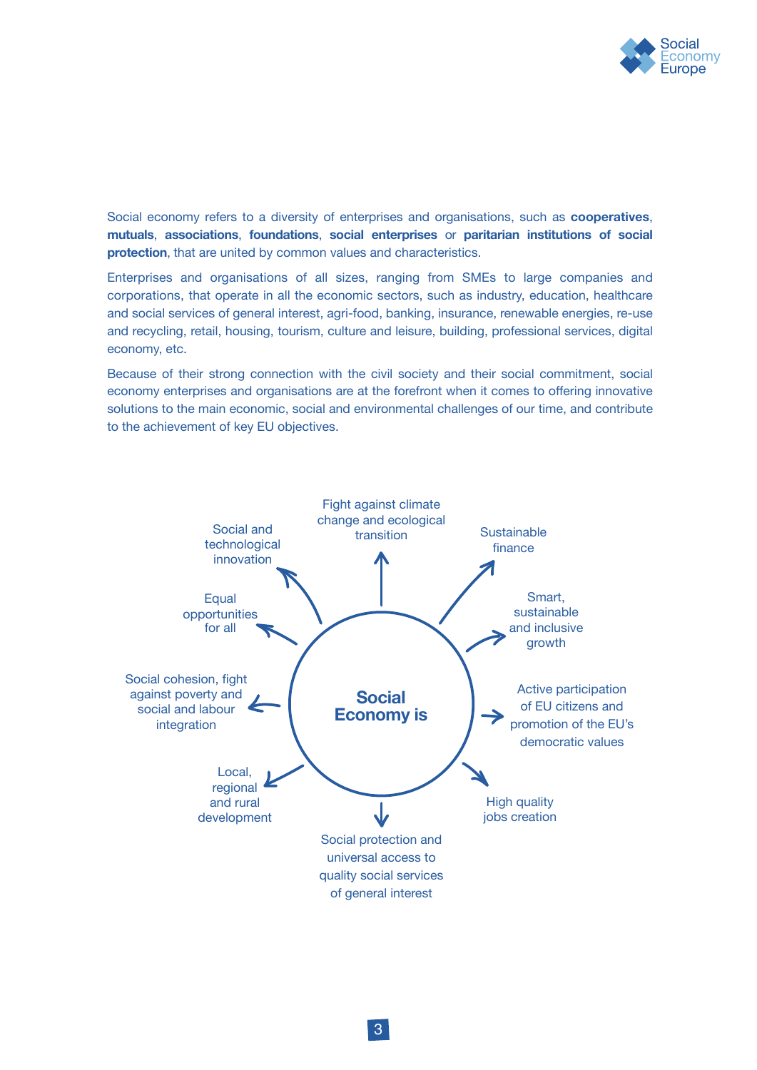Social economy refers to a diversity of enterprises and organisations, such as **cooperatives**, **mutuals**, **associations**, **foundations**, **social enterprises** or **paritarian institutions of social protection**, that are united by common values and characteristics.

Enterprises and organisations of all sizes, ranging from SMEs to large companies and corporations, that operate in all the economic sectors, such as industry, education, healthcare and social services of general interest, agri-food, banking, insurance, renewable energies, re-use and recycling, retail, housing, tourism, culture and leisure, building, professional services, digital economy, etc.

Because of their strong connection with the civil society and their social commitment, social economy enterprises and organisations are at the forefront when it comes to offering innovative solutions to the main economic, social and environmental challenges of our time, and contribute to the achievement of key EU objectives.

**Social Economy is**

- Fight against climate change and ecological transition
- Sustainable finance
- Smart, sustainable and inclusive growth
- Active participation of EU citizens and promotion of the EU's democratic values
- High quality jobs creation
- Social protection and universal access to quality social services of general interest
- Local, regional and rural development
- Social cohesion, fight against poverty and social and labour integration
- Equal opportunities for all
- Social and technological innovation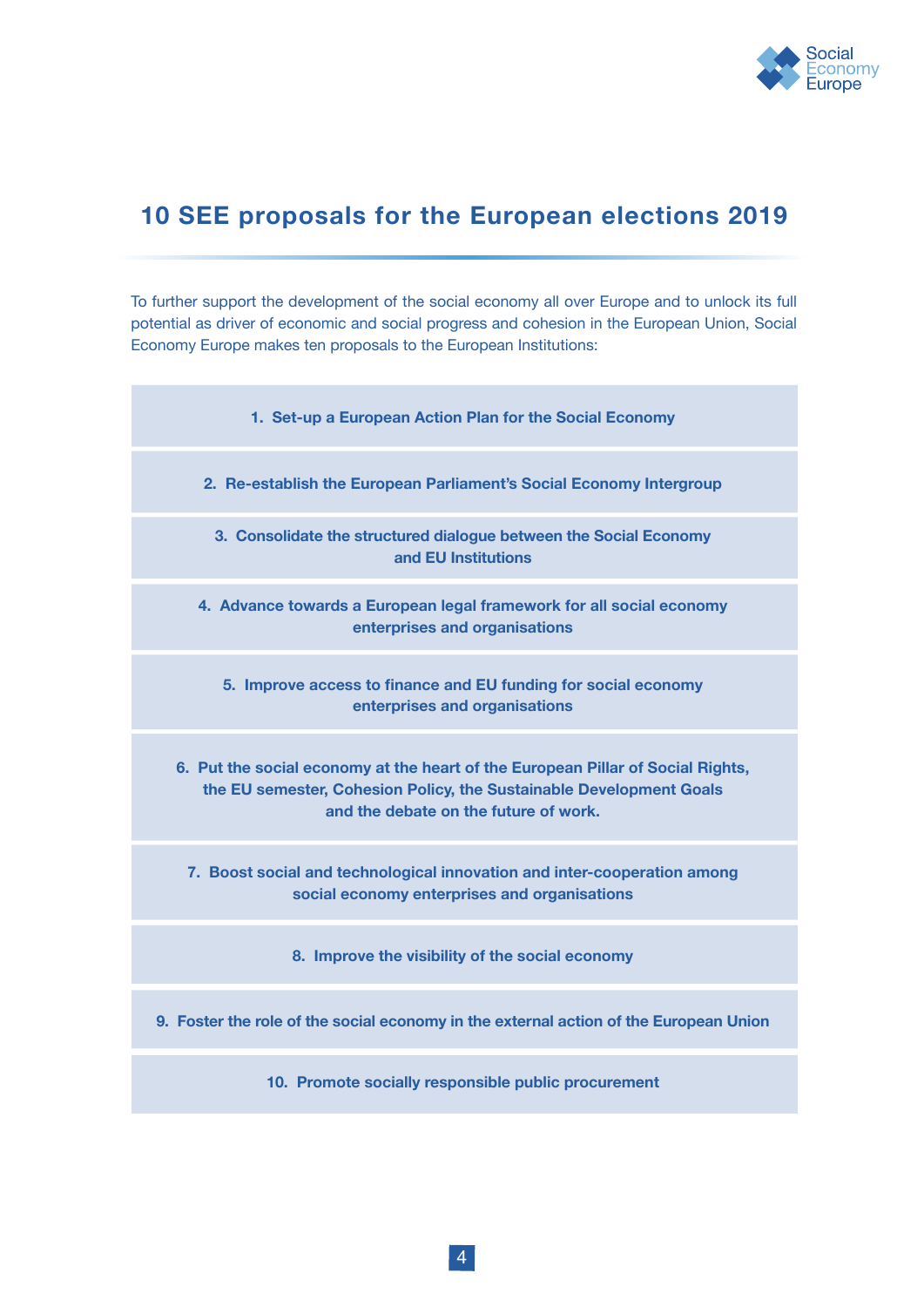# 10 SEE proposals for the European elections 2019

To further support the development of the social economy all over Europe and to unlock its full potential as driver of economic and social progress and cohesion in the European Union, Social Economy Europe makes ten proposals to the European Institutions:

1. **Set-up a European Action Plan for the Social Economy**
2. **Re-establish the European Parliament's Social Economy Intergroup**
3. **Consolidate the structured dialogue between the Social Economy and EU Institutions**
4. **Advance towards a European legal framework for all social economy enterprises and organisations**
5. **Improve access to finance and EU funding for social economy enterprises and organisations**
6. **Put the social economy at the heart of the European Pillar of Social Rights, the EU semester, Cohesion Policy, the Sustainable Development Goals and the debate on the future of work.**
7. **Boost social and technological innovation and inter-cooperation among social economy enterprises and organisations**
8. **Improve the visibility of the social economy**
9. **Foster the role of the social economy in the external action of the European Union**
10. **Promote socially responsible public procurement**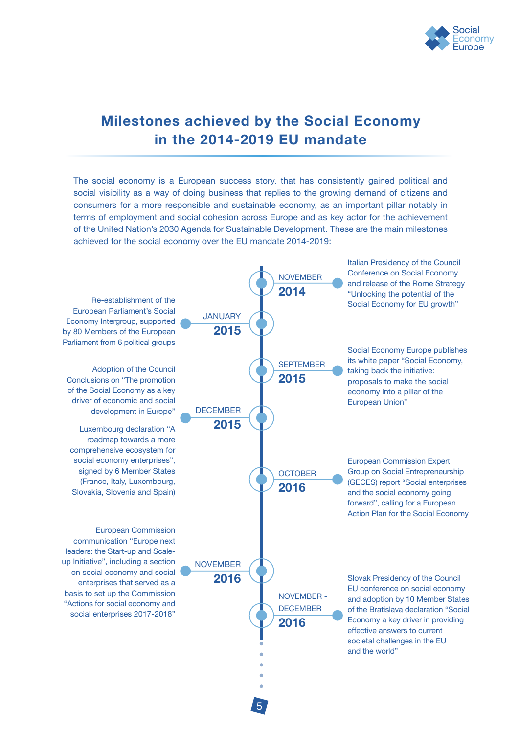# Milestones achieved by the Social Economy in the 2014-2019 EU mandate

The social economy is a European success story, that has consistently gained political and social visibility as a way of doing business that replies to the growing demand of citizens and consumers for a more responsible and sustainable economy, as an important pillar notably in terms of employment and social cohesion across Europe and as key actor for the achievement of the United Nation's 2030 Agenda for Sustainable Development. These are the main milestones achieved for the social economy over the EU mandate 2014-2019:

**NOVEMBER 2014**
Italian Presidency of the Council Conference on Social Economy and release of the Rome Strategy "Unlocking the potential of the Social Economy for EU growth"

**JANUARY 2015**
Re-establishment of the European Parliament's Social Economy Intergroup, supported by 80 Members of the European Parliament from 6 political groups

**SEPTEMBER 2015**
Social Economy Europe publishes its white paper "Social Economy, taking back the initiative: proposals to make the social economy into a pillar of the European Union"

**DECEMBER 2015**
Adoption of the Council Conclusions on "The promotion of the Social Economy as a key driver of economic and social development in Europe"

Luxembourg declaration "A roadmap towards a more comprehensive ecosystem for social economy enterprises", signed by 6 Member States (France, Italy, Luxembourg, Slovakia, Slovenia and Spain)

**OCTOBER 2016**
European Commission Expert Group on Social Entrepreneurship (GECES) report "Social enterprises and the social economy going forward", calling for a European Action Plan for the Social Economy

**NOVEMBER 2016**
European Commission communication "Europe next leaders: the Start-up and Scale-up Initiative", including a section on social economy and social enterprises that served as a basis to set up the Commission "Actions for social economy and social enterprises 2017-2018"

**NOVEMBER - DECEMBER 2016**
Slovak Presidency of the Council EU conference on social economy and adoption by 10 Member States of the Bratislava declaration "Social Economy a key driver in providing effective answers to current societal challenges in the EU and the world"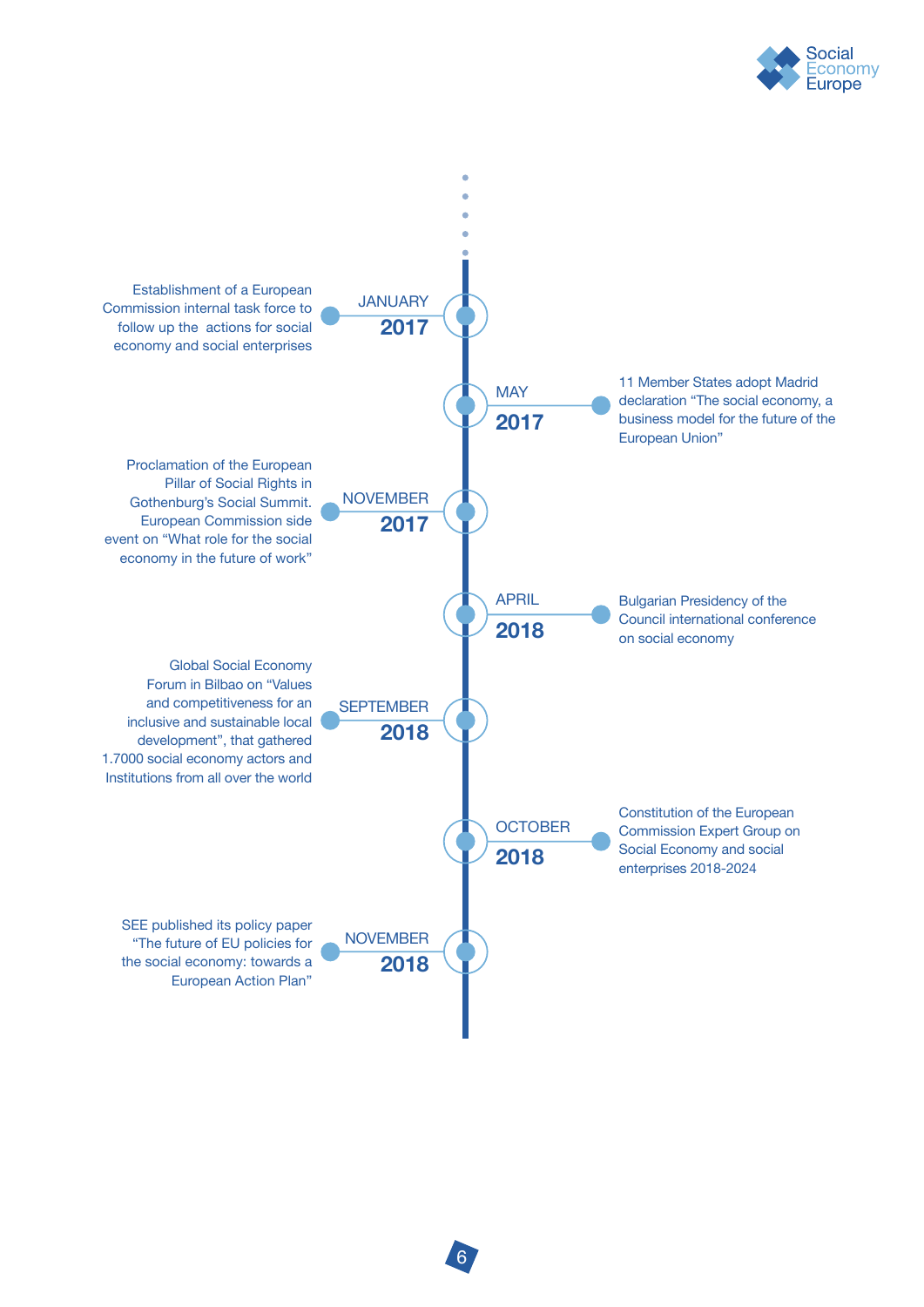**JANUARY 2017**
Establishment of a European Commission internal task force to follow up the actions for social economy and social enterprises

**MAY 2017**
11 Member States adopt Madrid declaration "The social economy, a business model for the future of the European Union"

**NOVEMBER 2017**
Proclamation of the European Pillar of Social Rights in Gothenburg's Social Summit. European Commission side event on "What role for the social economy in the future of work"

**APRIL 2018**
Bulgarian Presidency of the Council international conference on social economy

**SEPTEMBER 2018**
Global Social Economy Forum in Bilbao on "Values and competitiveness for an inclusive and sustainable local development", that gathered 1.7000 social economy actors and Institutions from all over the world

**OCTOBER 2018**
Constitution of the European Commission Expert Group on Social Economy and social enterprises 2018-2024

**NOVEMBER 2018**
SEE published its policy paper "The future of EU policies for the social economy: towards a European Action Plan"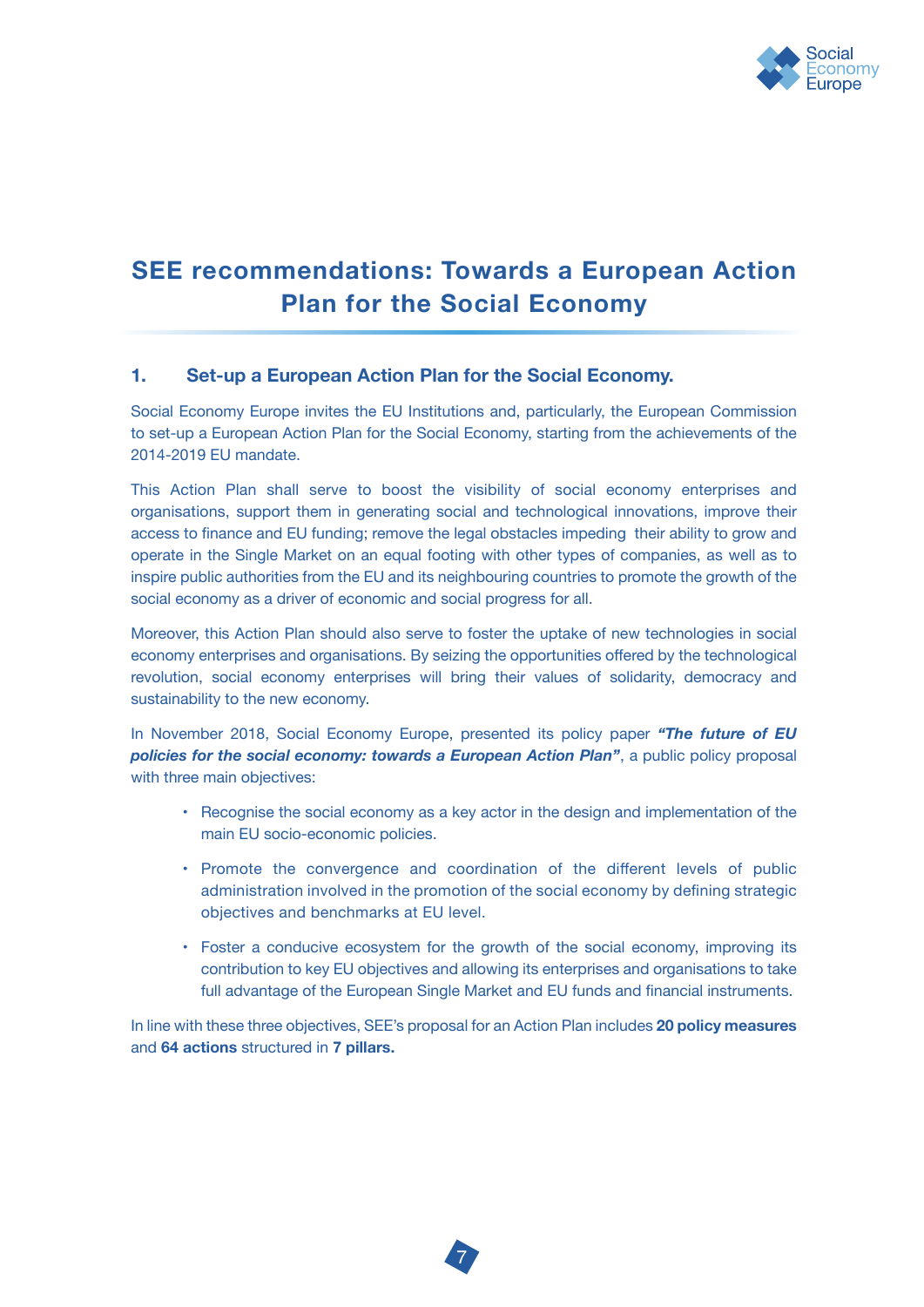# SEE recommendations: Towards a European Action Plan for the Social Economy

## 1. Set-up a European Action Plan for the Social Economy.

Social Economy Europe invites the EU Institutions and, particularly, the European Commission to set-up a European Action Plan for the Social Economy, starting from the achievements of the 2014-2019 EU mandate.

This Action Plan shall serve to boost the visibility of social economy enterprises and organisations, support them in generating social and technological innovations, improve their access to finance and EU funding; remove the legal obstacles impeding their ability to grow and operate in the Single Market on an equal footing with other types of companies, as well as to inspire public authorities from the EU and its neighbouring countries to promote the growth of the social economy as a driver of economic and social progress for all.

Moreover, this Action Plan should also serve to foster the uptake of new technologies in social economy enterprises and organisations. By seizing the opportunities offered by the technological revolution, social economy enterprises will bring their values of solidarity, democracy and sustainability to the new economy.

In November 2018, Social Economy Europe, presented its policy paper ***"The future of EU policies for the social economy: towards a European Action Plan"***, a public policy proposal with three main objectives:

- Recognise the social economy as a key actor in the design and implementation of the main EU socio-economic policies.
- Promote the convergence and coordination of the different levels of public administration involved in the promotion of the social economy by defining strategic objectives and benchmarks at EU level.
- Foster a conducive ecosystem for the growth of the social economy, improving its contribution to key EU objectives and allowing its enterprises and organisations to take full advantage of the European Single Market and EU funds and financial instruments.

In line with these three objectives, SEE's proposal for an Action Plan includes **20 policy measures** and **64 actions** structured in **7 pillars.**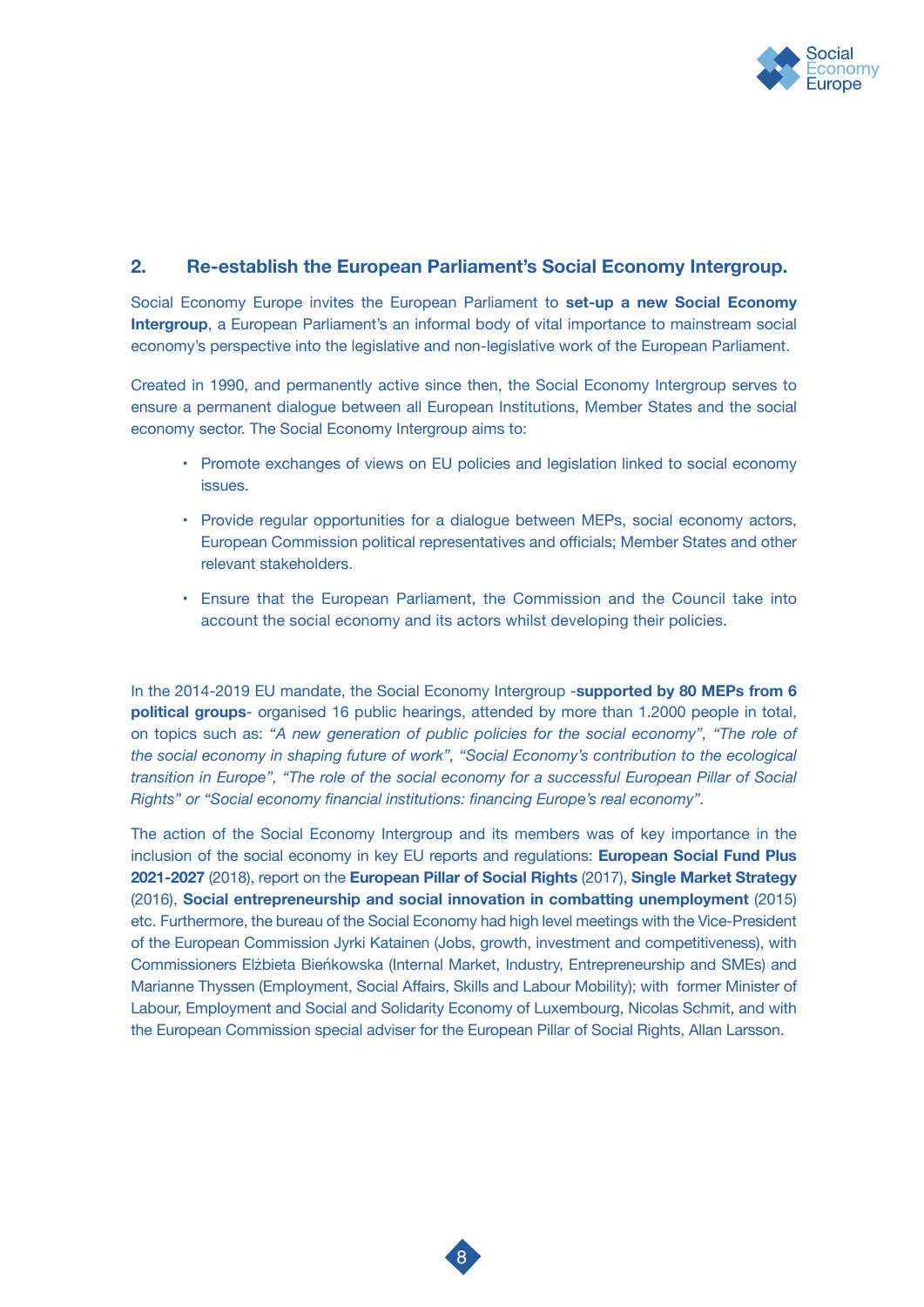## 2. Re-establish the European Parliament's Social Economy Intergroup.

Social Economy Europe invites the European Parliament to **set-up a new Social Economy Intergroup**, a European Parliament's an informal body of vital importance to mainstream social economy's perspective into the legislative and non-legislative work of the European Parliament.

Created in 1990, and permanently active since then, the Social Economy Intergroup serves to ensure a permanent dialogue between all European Institutions, Member States and the social economy sector. The Social Economy Intergroup aims to:

- Promote exchanges of views on EU policies and legislation linked to social economy issues.
- Provide regular opportunities for a dialogue between MEPs, social economy actors, European Commission political representatives and officials; Member States and other relevant stakeholders.
- Ensure that the European Parliament, the Commission and the Council take into account the social economy and its actors whilst developing their policies.

In the 2014-2019 EU mandate, the Social Economy Intergroup -**supported by 80 MEPs from 6 political groups**- organised 16 public hearings, attended by more than 1.2000 people in total, on topics such as: *"A new generation of public policies for the social economy", "The role of the social economy in shaping future of work", "Social Economy's contribution to the ecological transition in Europe", "The role of the social economy for a successful European Pillar of Social Rights" or "Social economy financial institutions: financing Europe's real economy".*

The action of the Social Economy Intergroup and its members was of key importance in the inclusion of the social economy in key EU reports and regulations: **European Social Fund Plus 2021-2027** (2018), report on the **European Pillar of Social Rights** (2017), **Single Market Strategy** (2016), **Social entrepreneurship and social innovation in combatting unemployment** (2015) etc. Furthermore, the bureau of the Social Economy had high level meetings with the Vice-President of the European Commission Jyrki Katainen (Jobs, growth, investment and competitiveness), with Commissioners Elżbieta Bieńkowska (Internal Market, Industry, Entrepreneurship and SMEs) and Marianne Thyssen (Employment, Social Affairs, Skills and Labour Mobility); with former Minister of Labour, Employment and Social and Solidarity Economy of Luxembourg, Nicolas Schmit, and with the European Commission special adviser for the European Pillar of Social Rights, Allan Larsson.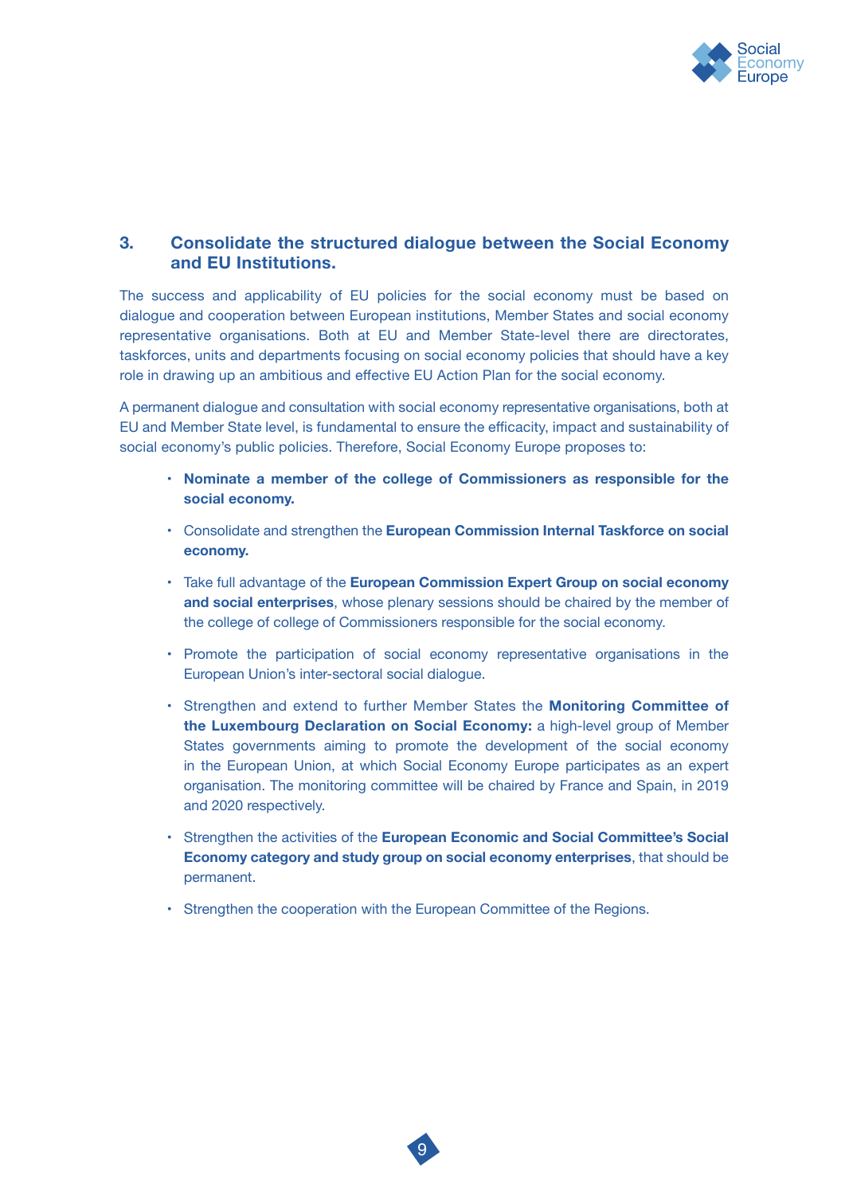## 3. Consolidate the structured dialogue between the Social Economy and EU Institutions.

The success and applicability of EU policies for the social economy must be based on dialogue and cooperation between European institutions, Member States and social economy representative organisations. Both at EU and Member State-level there are directorates, taskforces, units and departments focusing on social economy policies that should have a key role in drawing up an ambitious and effective EU Action Plan for the social economy.

A permanent dialogue and consultation with social economy representative organisations, both at EU and Member State level, is fundamental to ensure the efficacity, impact and sustainability of social economy's public policies. Therefore, Social Economy Europe proposes to:

- **Nominate a member of the college of Commissioners as responsible for the social economy.**
- Consolidate and strengthen the **European Commission Internal Taskforce on social economy.**
- Take full advantage of the **European Commission Expert Group on social economy and social enterprises**, whose plenary sessions should be chaired by the member of the college of college of Commissioners responsible for the social economy.
- Promote the participation of social economy representative organisations in the European Union's inter-sectoral social dialogue.
- Strengthen and extend to further Member States the **Monitoring Committee of the Luxembourg Declaration on Social Economy:** a high-level group of Member States governments aiming to promote the development of the social economy in the European Union, at which Social Economy Europe participates as an expert organisation. The monitoring committee will be chaired by France and Spain, in 2019 and 2020 respectively.
- Strengthen the activities of the **European Economic and Social Committee's Social Economy category and study group on social economy enterprises**, that should be permanent.
- Strengthen the cooperation with the European Committee of the Regions.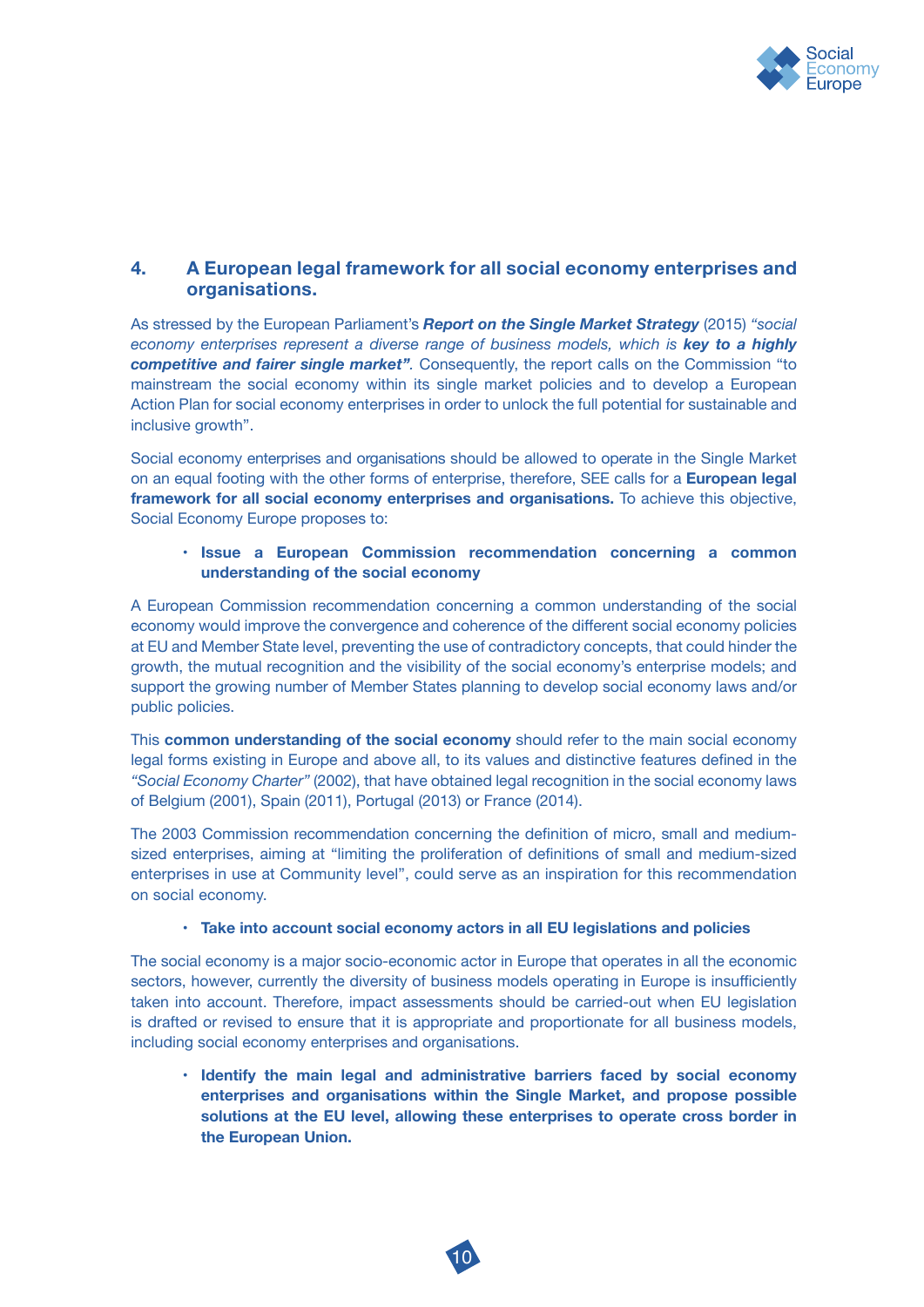## 4. A European legal framework for all social economy enterprises and organisations.

As stressed by the European Parliament's ***Report on the Single Market Strategy*** (2015) *"social economy enterprises represent a diverse range of business models, which is **key to a highly competitive and fairer single market"***. Consequently, the report calls on the Commission "to mainstream the social economy within its single market policies and to develop a European Action Plan for social economy enterprises in order to unlock the full potential for sustainable and inclusive growth".

Social economy enterprises and organisations should be allowed to operate in the Single Market on an equal footing with the other forms of enterprise, therefore, SEE calls for a **European legal framework for all social economy enterprises and organisations.** To achieve this objective, Social Economy Europe proposes to:

- **Issue a European Commission recommendation concerning a common understanding of the social economy**

A European Commission recommendation concerning a common understanding of the social economy would improve the convergence and coherence of the different social economy policies at EU and Member State level, preventing the use of contradictory concepts, that could hinder the growth, the mutual recognition and the visibility of the social economy's enterprise models; and support the growing number of Member States planning to develop social economy laws and/or public policies.

This **common understanding of the social economy** should refer to the main social economy legal forms existing in Europe and above all, to its values and distinctive features defined in the *"Social Economy Charter"* (2002), that have obtained legal recognition in the social economy laws of Belgium (2001), Spain (2011), Portugal (2013) or France (2014).

The 2003 Commission recommendation concerning the definition of micro, small and medium-sized enterprises, aiming at "limiting the proliferation of definitions of small and medium-sized enterprises in use at Community level", could serve as an inspiration for this recommendation on social economy.

- **Take into account social economy actors in all EU legislations and policies**

The social economy is a major socio-economic actor in Europe that operates in all the economic sectors, however, currently the diversity of business models operating in Europe is insufficiently taken into account. Therefore, impact assessments should be carried-out when EU legislation is drafted or revised to ensure that it is appropriate and proportionate for all business models, including social economy enterprises and organisations.

- **Identify the main legal and administrative barriers faced by social economy enterprises and organisations within the Single Market, and propose possible solutions at the EU level, allowing these enterprises to operate cross border in the European Union.**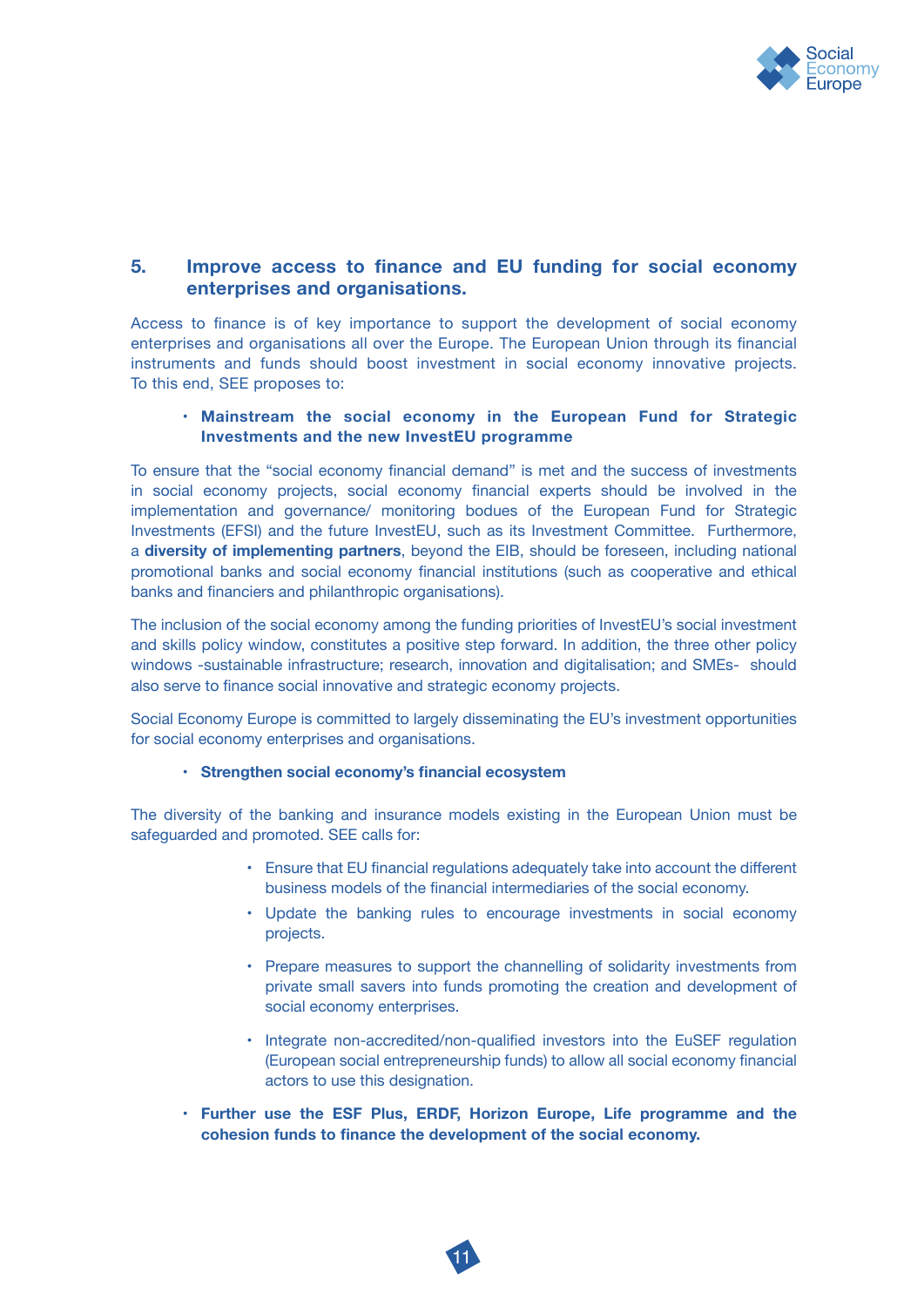## 5. Improve access to finance and EU funding for social economy enterprises and organisations.

Access to finance is of key importance to support the development of social economy enterprises and organisations all over the Europe. The European Union through its financial instruments and funds should boost investment in social economy innovative projects. To this end, SEE proposes to:

- **Mainstream the social economy in the European Fund for Strategic Investments and the new InvestEU programme**

To ensure that the "social economy financial demand" is met and the success of investments in social economy projects, social economy financial experts should be involved in the implementation and governance/ monitoring bodues of the European Fund for Strategic Investments (EFSI) and the future InvestEU, such as its Investment Committee. Furthermore, a **diversity of implementing partners**, beyond the EIB, should be foreseen, including national promotional banks and social economy financial institutions (such as cooperative and ethical banks and financiers and philanthropic organisations).

The inclusion of the social economy among the funding priorities of InvestEU's social investment and skills policy window, constitutes a positive step forward. In addition, the three other policy windows -sustainable infrastructure; research, innovation and digitalisation; and SMEs- should also serve to finance social innovative and strategic economy projects.

Social Economy Europe is committed to largely disseminating the EU's investment opportunities for social economy enterprises and organisations.

- **Strengthen social economy's financial ecosystem**

The diversity of the banking and insurance models existing in the European Union must be safeguarded and promoted. SEE calls for:

- Ensure that EU financial regulations adequately take into account the different business models of the financial intermediaries of the social economy.
- Update the banking rules to encourage investments in social economy projects.
- Prepare measures to support the channelling of solidarity investments from private small savers into funds promoting the creation and development of social economy enterprises.
- Integrate non-accredited/non-qualified investors into the EuSEF regulation (European social entrepreneurship funds) to allow all social economy financial actors to use this designation.

- **Further use the ESF Plus, ERDF, Horizon Europe, Life programme and the cohesion funds to finance the development of the social economy.**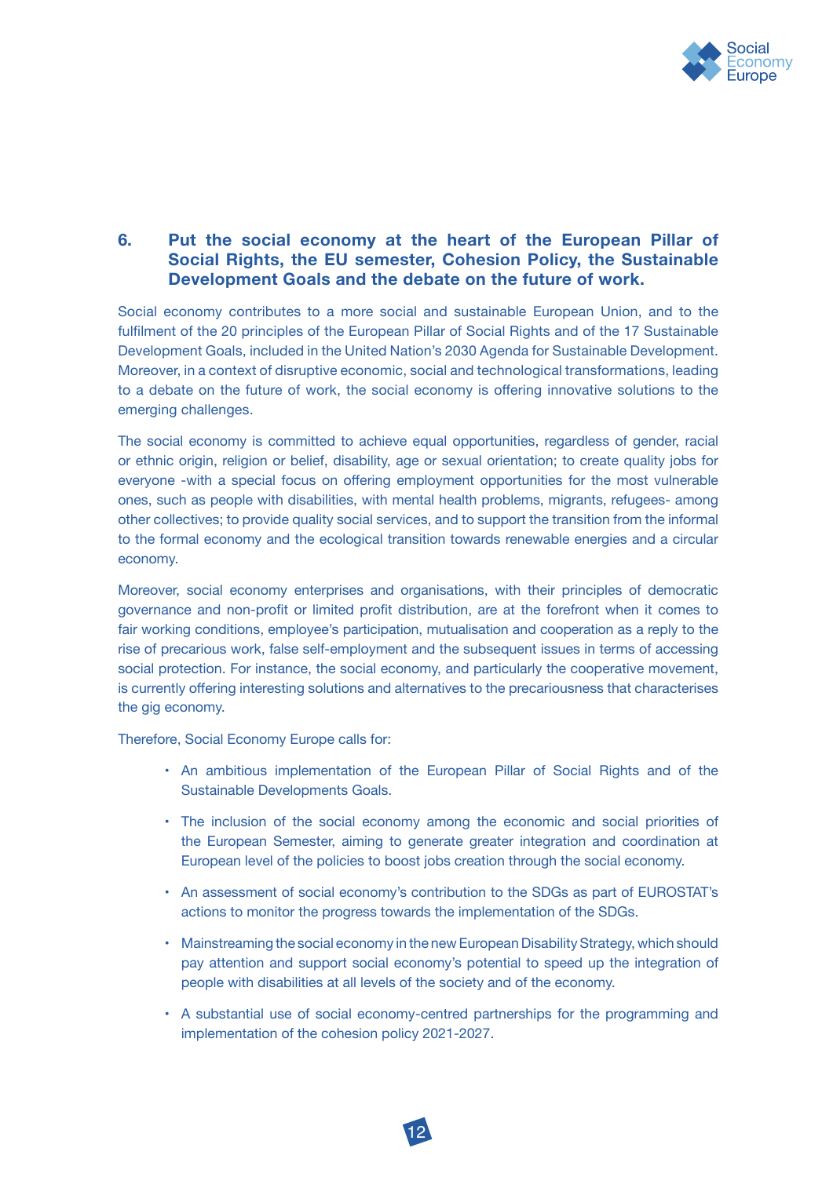## 6. Put the social economy at the heart of the European Pillar of Social Rights, the EU semester, Cohesion Policy, the Sustainable Development Goals and the debate on the future of work.

Social economy contributes to a more social and sustainable European Union, and to the fulfilment of the 20 principles of the European Pillar of Social Rights and of the 17 Sustainable Development Goals, included in the United Nation's 2030 Agenda for Sustainable Development. Moreover, in a context of disruptive economic, social and technological transformations, leading to a debate on the future of work, the social economy is offering innovative solutions to the emerging challenges.

The social economy is committed to achieve equal opportunities, regardless of gender, racial or ethnic origin, religion or belief, disability, age or sexual orientation; to create quality jobs for everyone -with a special focus on offering employment opportunities for the most vulnerable ones, such as people with disabilities, with mental health problems, migrants, refugees- among other collectives; to provide quality social services, and to support the transition from the informal to the formal economy and the ecological transition towards renewable energies and a circular economy.

Moreover, social economy enterprises and organisations, with their principles of democratic governance and non-profit or limited profit distribution, are at the forefront when it comes to fair working conditions, employee's participation, mutualisation and cooperation as a reply to the rise of precarious work, false self-employment and the subsequent issues in terms of accessing social protection. For instance, the social economy, and particularly the cooperative movement, is currently offering interesting solutions and alternatives to the precariousness that characterises the gig economy.

Therefore, Social Economy Europe calls for:

- An ambitious implementation of the European Pillar of Social Rights and of the Sustainable Developments Goals.
- The inclusion of the social economy among the economic and social priorities of the European Semester, aiming to generate greater integration and coordination at European level of the policies to boost jobs creation through the social economy.
- An assessment of social economy's contribution to the SDGs as part of EUROSTAT's actions to monitor the progress towards the implementation of the SDGs.
- Mainstreaming the social economy in the new European Disability Strategy, which should pay attention and support social economy's potential to speed up the integration of people with disabilities at all levels of the society and of the economy.
- A substantial use of social economy-centred partnerships for the programming and implementation of the cohesion policy 2021-2027.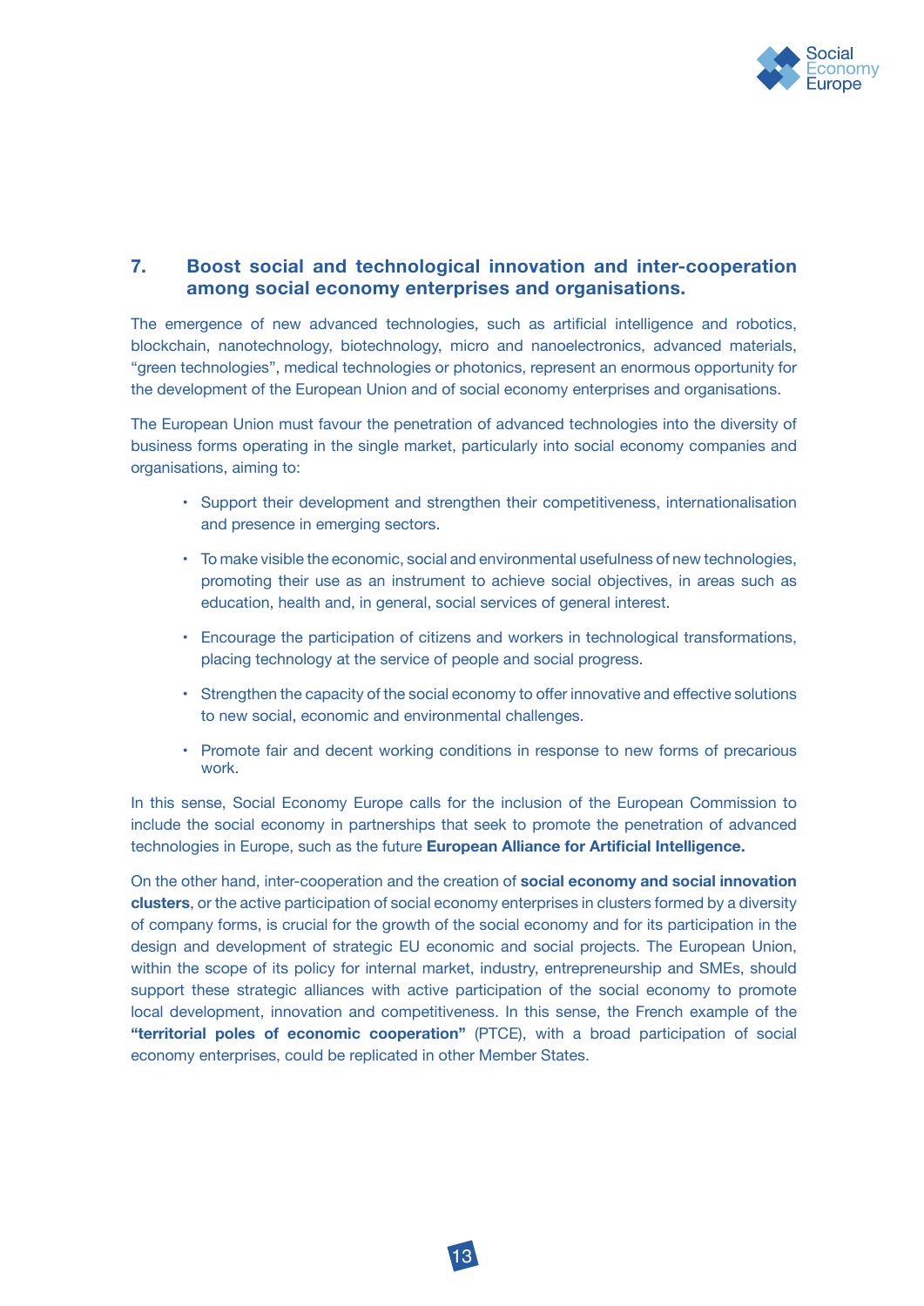## 7. Boost social and technological innovation and inter-cooperation among social economy enterprises and organisations.

The emergence of new advanced technologies, such as artificial intelligence and robotics, blockchain, nanotechnology, biotechnology, micro and nanoelectronics, advanced materials, "green technologies", medical technologies or photonics, represent an enormous opportunity for the development of the European Union and of social economy enterprises and organisations.

The European Union must favour the penetration of advanced technologies into the diversity of business forms operating in the single market, particularly into social economy companies and organisations, aiming to:

- Support their development and strengthen their competitiveness, internationalisation and presence in emerging sectors.
- To make visible the economic, social and environmental usefulness of new technologies, promoting their use as an instrument to achieve social objectives, in areas such as education, health and, in general, social services of general interest.
- Encourage the participation of citizens and workers in technological transformations, placing technology at the service of people and social progress.
- Strengthen the capacity of the social economy to offer innovative and effective solutions to new social, economic and environmental challenges.
- Promote fair and decent working conditions in response to new forms of precarious work.

In this sense, Social Economy Europe calls for the inclusion of the European Commission to include the social economy in partnerships that seek to promote the penetration of advanced technologies in Europe, such as the future **European Alliance for Artificial Intelligence.**

On the other hand, inter-cooperation and the creation of **social economy and social innovation clusters**, or the active participation of social economy enterprises in clusters formed by a diversity of company forms, is crucial for the growth of the social economy and for its participation in the design and development of strategic EU economic and social projects. The European Union, within the scope of its policy for internal market, industry, entrepreneurship and SMEs, should support these strategic alliances with active participation of the social economy to promote local development, innovation and competitiveness. In this sense, the French example of the **"territorial poles of economic cooperation"** (PTCE), with a broad participation of social economy enterprises, could be replicated in other Member States.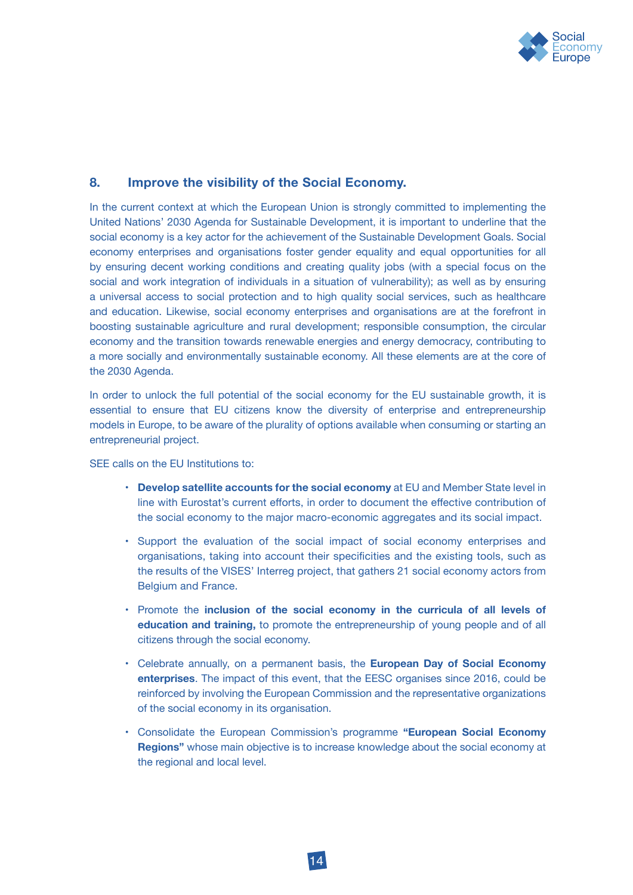## 8. Improve the visibility of the Social Economy.

In the current context at which the European Union is strongly committed to implementing the United Nations' 2030 Agenda for Sustainable Development, it is important to underline that the social economy is a key actor for the achievement of the Sustainable Development Goals. Social economy enterprises and organisations foster gender equality and equal opportunities for all by ensuring decent working conditions and creating quality jobs (with a special focus on the social and work integration of individuals in a situation of vulnerability); as well as by ensuring a universal access to social protection and to high quality social services, such as healthcare and education. Likewise, social economy enterprises and organisations are at the forefront in boosting sustainable agriculture and rural development; responsible consumption, the circular economy and the transition towards renewable energies and energy democracy, contributing to a more socially and environmentally sustainable economy. All these elements are at the core of the 2030 Agenda.

In order to unlock the full potential of the social economy for the EU sustainable growth, it is essential to ensure that EU citizens know the diversity of enterprise and entrepreneurship models in Europe, to be aware of the plurality of options available when consuming or starting an entrepreneurial project.

SEE calls on the EU Institutions to:

- **Develop satellite accounts for the social economy** at EU and Member State level in line with Eurostat's current efforts, in order to document the effective contribution of the social economy to the major macro-economic aggregates and its social impact.
- Support the evaluation of the social impact of social economy enterprises and organisations, taking into account their specificities and the existing tools, such as the results of the VISES' Interreg project, that gathers 21 social economy actors from Belgium and France.
- Promote the **inclusion of the social economy in the curricula of all levels of education and training,** to promote the entrepreneurship of young people and of all citizens through the social economy.
- Celebrate annually, on a permanent basis, the **European Day of Social Economy enterprises**. The impact of this event, that the EESC organises since 2016, could be reinforced by involving the European Commission and the representative organizations of the social economy in its organisation.
- Consolidate the European Commission's programme **"European Social Economy Regions"** whose main objective is to increase knowledge about the social economy at the regional and local level.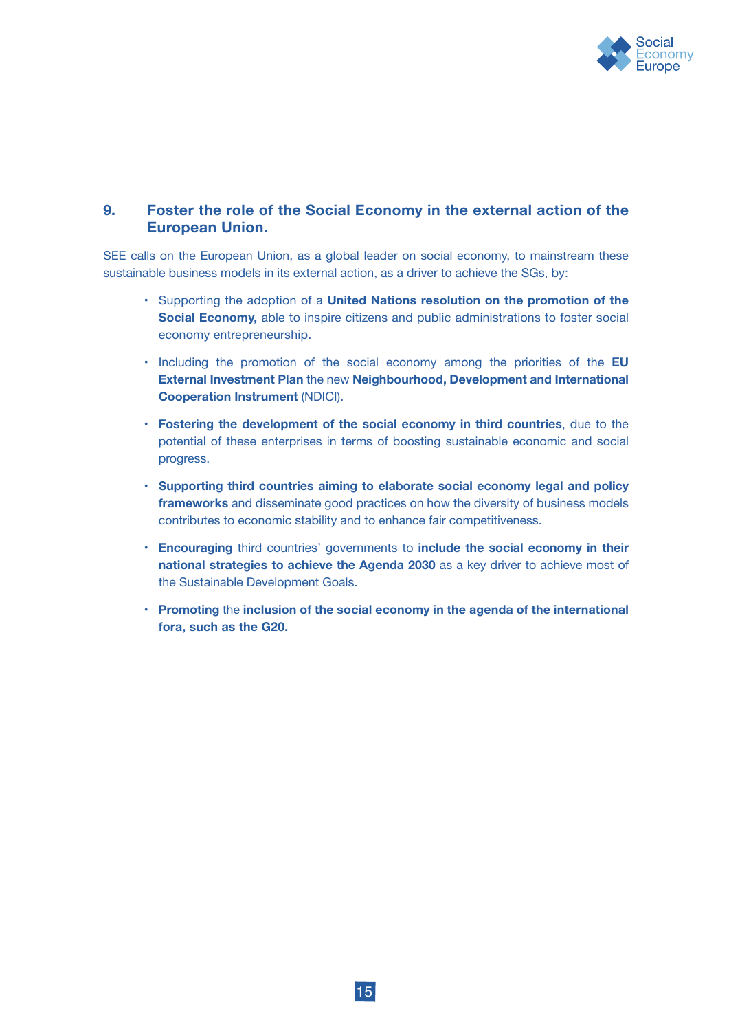## 9. Foster the role of the Social Economy in the external action of the European Union.

SEE calls on the European Union, as a global leader on social economy, to mainstream these sustainable business models in its external action, as a driver to achieve the SGs, by:

- Supporting the adoption of a **United Nations resolution on the promotion of the Social Economy,** able to inspire citizens and public administrations to foster social economy entrepreneurship.
- Including the promotion of the social economy among the priorities of the **EU External Investment Plan** the new **Neighbourhood, Development and International Cooperation Instrument** (NDICI).
- **Fostering the development of the social economy in third countries**, due to the potential of these enterprises in terms of boosting sustainable economic and social progress.
- **Supporting third countries aiming to elaborate social economy legal and policy frameworks** and disseminate good practices on how the diversity of business models contributes to economic stability and to enhance fair competitiveness.
- **Encouraging** third countries' governments to **include the social economy in their national strategies to achieve the Agenda 2030** as a key driver to achieve most of the Sustainable Development Goals.
- **Promoting** the **inclusion of the social economy in the agenda of the international fora, such as the G20.**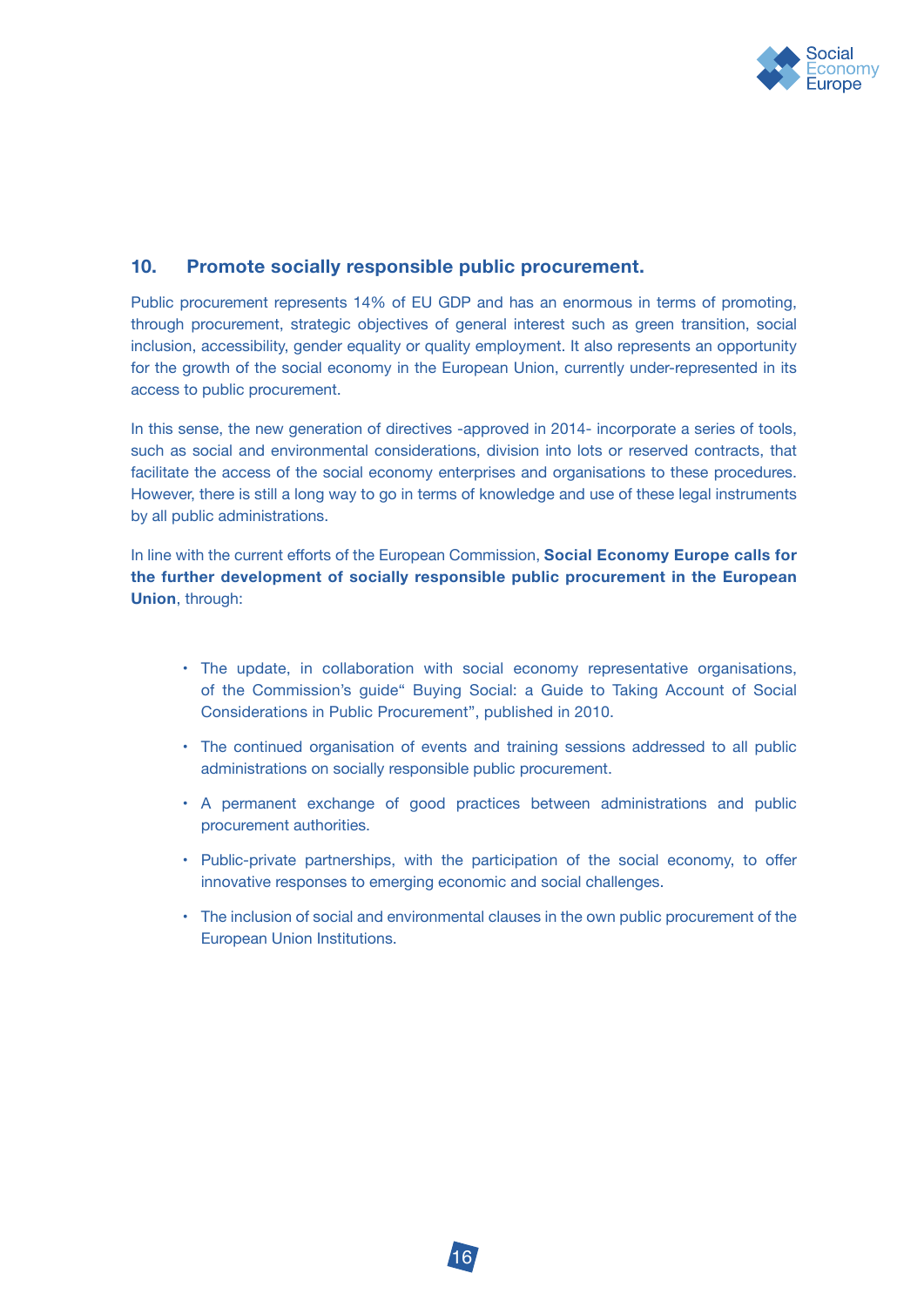## 10. Promote socially responsible public procurement.

Public procurement represents 14% of EU GDP and has an enormous in terms of promoting, through procurement, strategic objectives of general interest such as green transition, social inclusion, accessibility, gender equality or quality employment. It also represents an opportunity for the growth of the social economy in the European Union, currently under-represented in its access to public procurement.

In this sense, the new generation of directives -approved in 2014- incorporate a series of tools, such as social and environmental considerations, division into lots or reserved contracts, that facilitate the access of the social economy enterprises and organisations to these procedures. However, there is still a long way to go in terms of knowledge and use of these legal instruments by all public administrations.

In line with the current efforts of the European Commission, **Social Economy Europe calls for the further development of socially responsible public procurement in the European Union**, through:

- The update, in collaboration with social economy representative organisations, of the Commission's guide" Buying Social: a Guide to Taking Account of Social Considerations in Public Procurement", published in 2010.
- The continued organisation of events and training sessions addressed to all public administrations on socially responsible public procurement.
- A permanent exchange of good practices between administrations and public procurement authorities.
- Public-private partnerships, with the participation of the social economy, to offer innovative responses to emerging economic and social challenges.
- The inclusion of social and environmental clauses in the own public procurement of the European Union Institutions.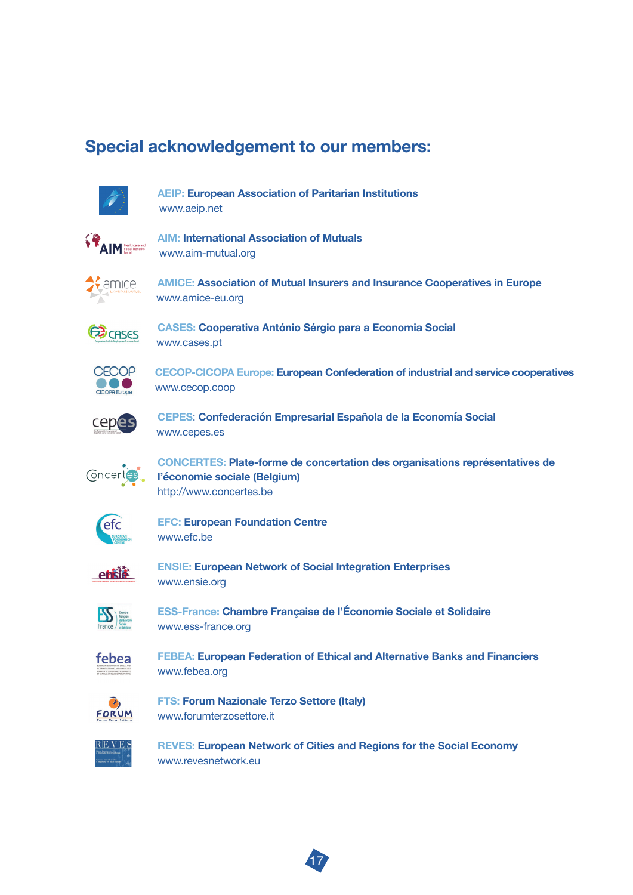## Special acknowledgement to our members:

**AEIP: European Association of Paritarian Institutions**
www.aeip.net

**AIM: International Association of Mutuals**
www.aim-mutual.org

**AMICE: Association of Mutual Insurers and Insurance Cooperatives in Europe**
www.amice-eu.org

**CASES: Cooperativa António Sérgio para a Economia Social**
www.cases.pt

**CECOP-CICOPA Europe: European Confederation of industrial and service cooperatives**
www.cecop.coop

**CEPES: Confederación Empresarial Española de la Economía Social**
www.cepes.es

**CONCERTES: Plate-forme de concertation des organisations représentatives de l'économie sociale (Belgium)**
http://www.concertes.be

**EFC: European Foundation Centre**
www.efc.be

**ENSIE: European Network of Social Integration Enterprises**
www.ensie.org

**ESS-France: Chambre Française de l'Économie Sociale et Solidaire**
www.ess-france.org

**FEBEA: European Federation of Ethical and Alternative Banks and Financiers**
www.febea.org

**FTS: Forum Nazionale Terzo Settore (Italy)**
www.forumterzosettore.it

**REVES: European Network of Cities and Regions for the Social Economy**
www.revesnetwork.eu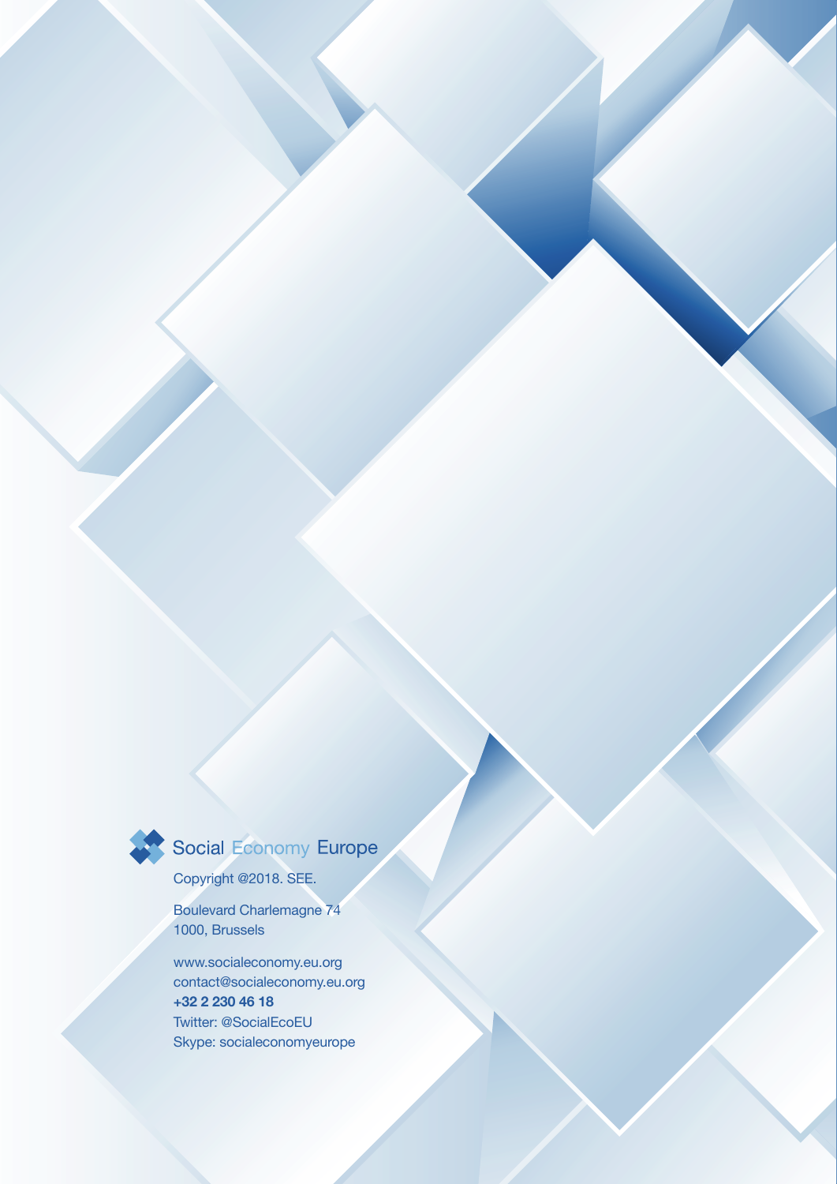Social Economy Europe

Copyright @2018. SEE.

Boulevard Charlemagne 74
1000, Brussels

www.socialeconomy.eu.org
contact@socialeconomy.eu.org
**+32 2 230 46 18**
Twitter: @SocialEcoEU
Skype: socialeconomyeurope